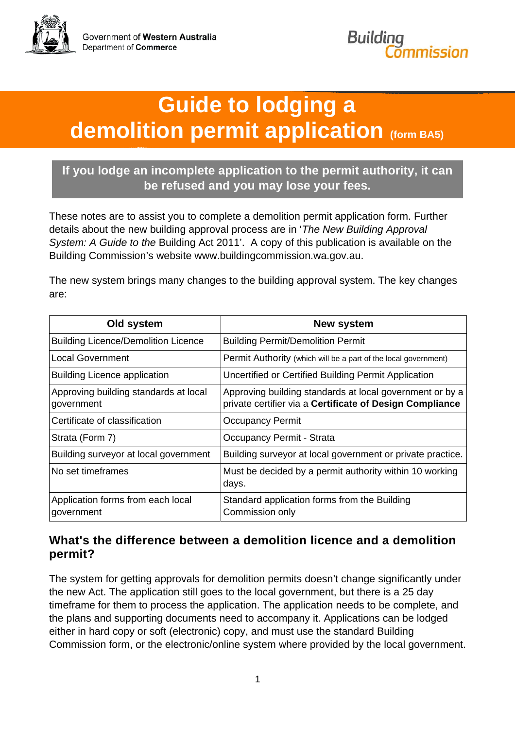Government of Western Australia
Department of Commerce

Building Commission

# Guide to lodging a demolition permit application (form BA5)

**If you lodge an incomplete application to the permit authority, it can be refused and you may lose your fees.**

These notes are to assist you to complete a demolition permit application form. Further details about the new building approval process are in '*The New Building Approval System: A Guide to the* Building Act 2011'. A copy of this publication is available on the Building Commission's website www.buildingcommission.wa.gov.au.

The new system brings many changes to the building approval system. The key changes are:

| Old system | New system |
|---|---|
| Building Licence/Demolition Licence | Building Permit/Demolition Permit |
| Local Government | Permit Authority (which will be a part of the local government) |
| Building Licence application | Uncertified or Certified Building Permit Application |
| Approving building standards at local government | Approving building standards at local government or by a private certifier via a **Certificate of Design Compliance** |
| Certificate of classification | Occupancy Permit |
| Strata (Form 7) | Occupancy Permit - Strata |
| Building surveyor at local government | Building surveyor at local government or private practice. |
| No set timeframes | Must be decided by a permit authority within 10 working days. |
| Application forms from each local government | Standard application forms from the Building Commission only |

## What's the difference between a demolition licence and a demolition permit?

The system for getting approvals for demolition permits doesn't change significantly under the new Act. The application still goes to the local government, but there is a 25 day timeframe for them to process the application. The application needs to be complete, and the plans and supporting documents need to accompany it. Applications can be lodged either in hard copy or soft (electronic) copy, and must use the standard Building Commission form, or the electronic/online system where provided by the local government.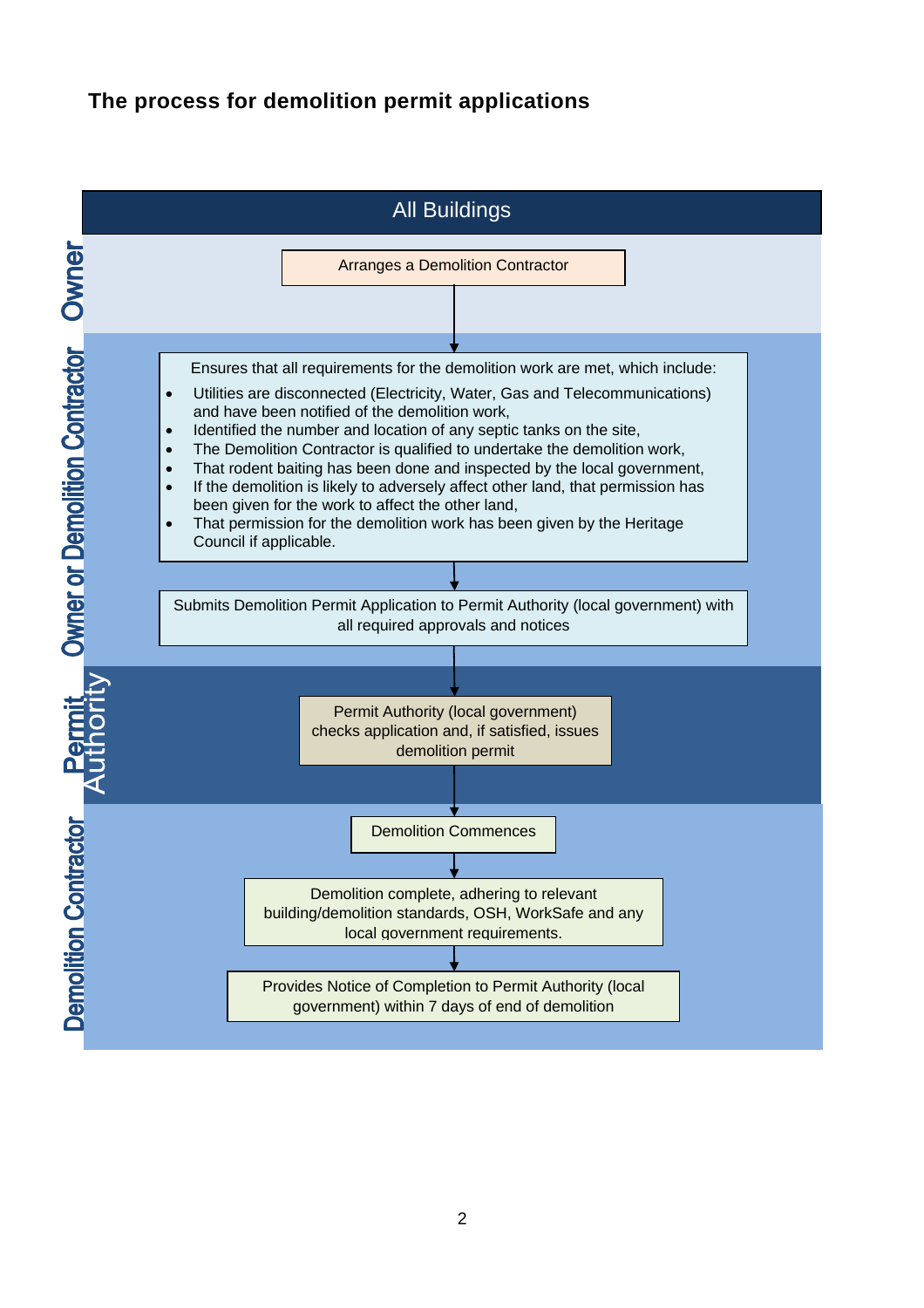## The process for demolition permit applications

### All Buildings

**Owner**

Arranges a Demolition Contractor

↓

**Owner or Demolition Contractor**

Ensures that all requirements for the demolition work are met, which include:

- Utilities are disconnected (Electricity, Water, Gas and Telecommunications) and have been notified of the demolition work,
- Identified the number and location of any septic tanks on the site,
- The Demolition Contractor is qualified to undertake the demolition work,
- That rodent baiting has been done and inspected by the local government,
- If the demolition is likely to adversely affect other land, that permission has been given for the work to affect the other land,
- That permission for the demolition work has been given by the Heritage Council if applicable.

↓

Submits Demolition Permit Application to Permit Authority (local government) with all required approvals and notices

↓

**Permit Authority**

Permit Authority (local government) checks application and, if satisfied, issues demolition permit

↓

**Demolition Contractor**

Demolition Commences

↓

Demolition complete, adhering to relevant building/demolition standards, OSH, WorkSafe and any local government requirements.

↓

Provides Notice of Completion to Permit Authority (local government) within 7 days of end of demolition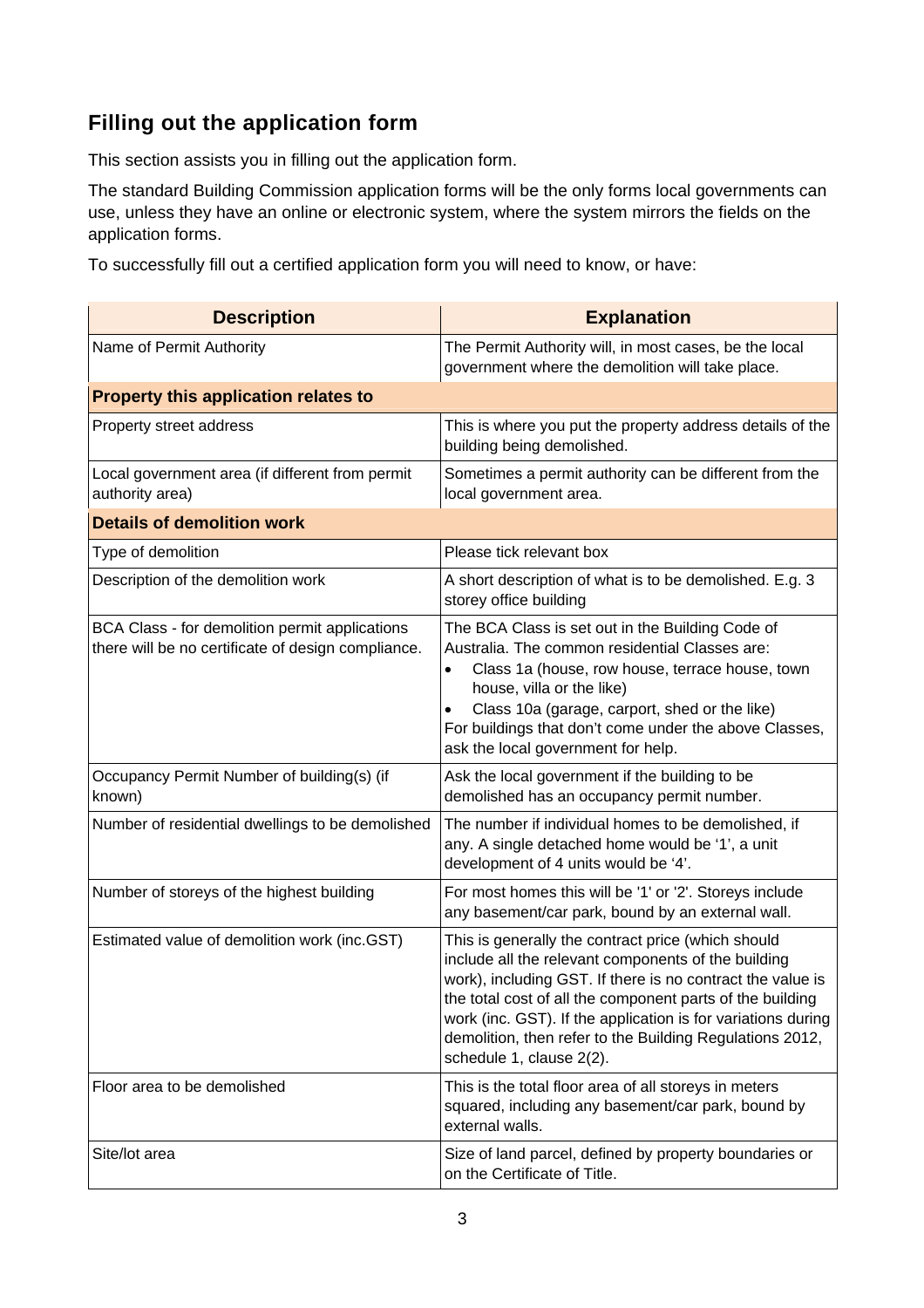## Filling out the application form

This section assists you in filling out the application form.

The standard Building Commission application forms will be the only forms local governments can use, unless they have an online or electronic system, where the system mirrors the fields on the application forms.

To successfully fill out a certified application form you will need to know, or have:

| Description | Explanation |
|---|---|
| Name of Permit Authority | The Permit Authority will, in most cases, be the local government where the demolition will take place. |
| **Property this application relates to** | |
| Property street address | This is where you put the property address details of the building being demolished. |
| Local government area (if different from permit authority area) | Sometimes a permit authority can be different from the local government area. |
| **Details of demolition work** | |
| Type of demolition | Please tick relevant box |
| Description of the demolition work | A short description of what is to be demolished. E.g. 3 storey office building |
| BCA Class - for demolition permit applications there will be no certificate of design compliance. | The BCA Class is set out in the Building Code of Australia. The common residential Classes are:<br>• Class 1a (house, row house, terrace house, town house, villa or the like)<br>• Class 10a (garage, carport, shed or the like)<br>For buildings that don't come under the above Classes, ask the local government for help. |
| Occupancy Permit Number of building(s) (if known) | Ask the local government if the building to be demolished has an occupancy permit number. |
| Number of residential dwellings to be demolished | The number if individual homes to be demolished, if any. A single detached home would be '1', a unit development of 4 units would be '4'. |
| Number of storeys of the highest building | For most homes this will be '1' or '2'. Storeys include any basement/car park, bound by an external wall. |
| Estimated value of demolition work (inc.GST) | This is generally the contract price (which should include all the relevant components of the building work), including GST. If there is no contract the value is the total cost of all the component parts of the building work (inc. GST). If the application is for variations during demolition, then refer to the Building Regulations 2012, schedule 1, clause 2(2). |
| Floor area to be demolished | This is the total floor area of all storeys in meters squared, including any basement/car park, bound by external walls. |
| Site/lot area | Size of land parcel, defined by property boundaries or on the Certificate of Title. |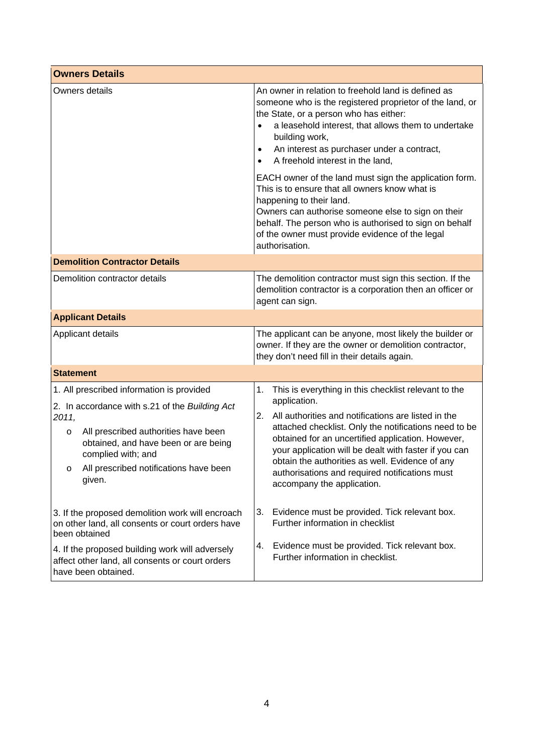| **Owners Details** | |
|---|---|
| Owners details | An owner in relation to freehold land is defined as someone who is the registered proprietor of the land, or the State, or a person who has either:<br>• a leasehold interest, that allows them to undertake building work,<br>• An interest as purchaser under a contract,<br>• A freehold interest in the land,<br><br>EACH owner of the land must sign the application form. This is to ensure that all owners know what is happening to their land.<br>Owners can authorise someone else to sign on their behalf. The person who is authorised to sign on behalf of the owner must provide evidence of the legal authorisation. |
| **Demolition Contractor Details** | |
| Demolition contractor details | The demolition contractor must sign this section. If the demolition contractor is a corporation then an officer or agent can sign. |
| **Applicant Details** | |
| Applicant details | The applicant can be anyone, most likely the builder or owner. If they are the owner or demolition contractor, they don't need fill in their details again. |
| **Statement** | |
| 1. All prescribed information is provided<br><br>2. In accordance with s.21 of the *Building Act 2011,*<br>o All prescribed authorities have been obtained, and have been or are being complied with; and<br>o All prescribed notifications have been given. | 1. This is everything in this checklist relevant to the application.<br><br>2. All authorities and notifications are listed in the attached checklist. Only the notifications need to be obtained for an uncertified application. However, your application will be dealt with faster if you can obtain the authorities as well. Evidence of any authorisations and required notifications must accompany the application. |
| 3. If the proposed demolition work will encroach on other land, all consents or court orders have been obtained<br><br>4. If the proposed building work will adversely affect other land, all consents or court orders have been obtained. | 3. Evidence must be provided. Tick relevant box. Further information in checklist<br><br>4. Evidence must be provided. Tick relevant box. Further information in checklist. |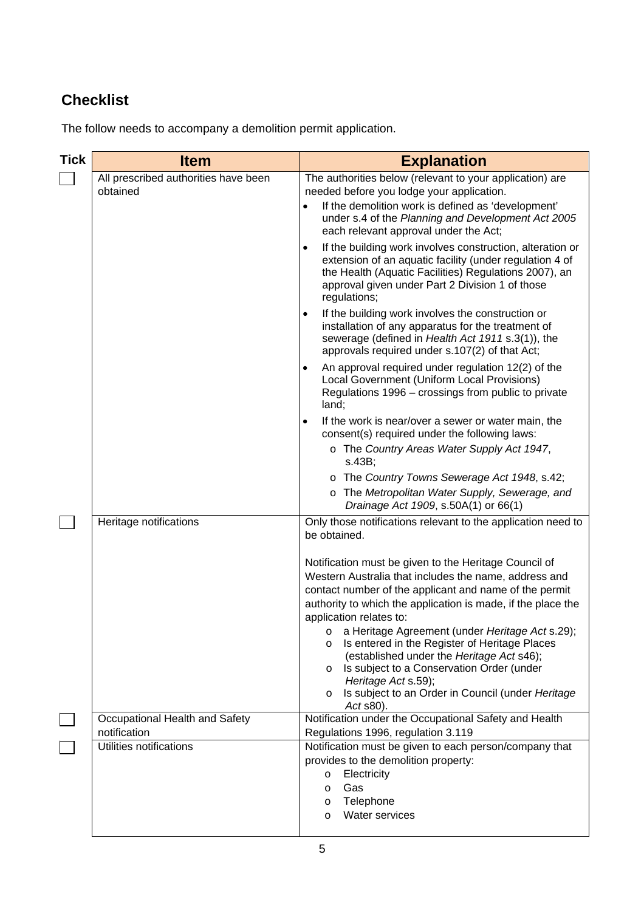## Checklist

The follow needs to accompany a demolition permit application.

| Tick | Item | Explanation |
|---|---|---|
| ☐ | All prescribed authorities have been obtained | The authorities below (relevant to your application) are needed before you lodge your application.<br>• If the demolition work is defined as 'development' under s.4 of the *Planning and Development Act 2005* each relevant approval under the Act;<br>• If the building work involves construction, alteration or extension of an aquatic facility (under regulation 4 of the Health (Aquatic Facilities) Regulations 2007), an approval given under Part 2 Division 1 of those regulations;<br>• If the building work involves the construction or installation of any apparatus for the treatment of sewerage (defined in *Health Act 1911* s.3(1)), the approvals required under s.107(2) of that Act;<br>• An approval required under regulation 12(2) of the Local Government (Uniform Local Provisions) Regulations 1996 – crossings from public to private land;<br>• If the work is near/over a sewer or water main, the consent(s) required under the following laws:<br>  o The *Country Areas Water Supply Act 1947*, s.43B;<br>  o The *Country Towns Sewerage Act 1948*, s.42;<br>  o The *Metropolitan Water Supply, Sewerage, and Drainage Act 1909*, s.50A(1) or 66(1) |
| ☐ | Heritage notifications | Only those notifications relevant to the application need to be obtained.<br><br>Notification must be given to the Heritage Council of Western Australia that includes the name, address and contact number of the applicant and name of the permit authority to which the application is made, if the place the application relates to:<br>  o a Heritage Agreement (under *Heritage Act* s.29);<br>  o Is entered in the Register of Heritage Places (established under the *Heritage Act* s46);<br>  o Is subject to a Conservation Order (under *Heritage Act* s.59);<br>  o Is subject to an Order in Council (under *Heritage Act* s80). |
| ☐ | Occupational Health and Safety notification | Notification under the Occupational Safety and Health Regulations 1996, regulation 3.119 |
| ☐ | Utilities notifications | Notification must be given to each person/company that provides to the demolition property:<br>  o Electricity<br>  o Gas<br>  o Telephone<br>  o Water services |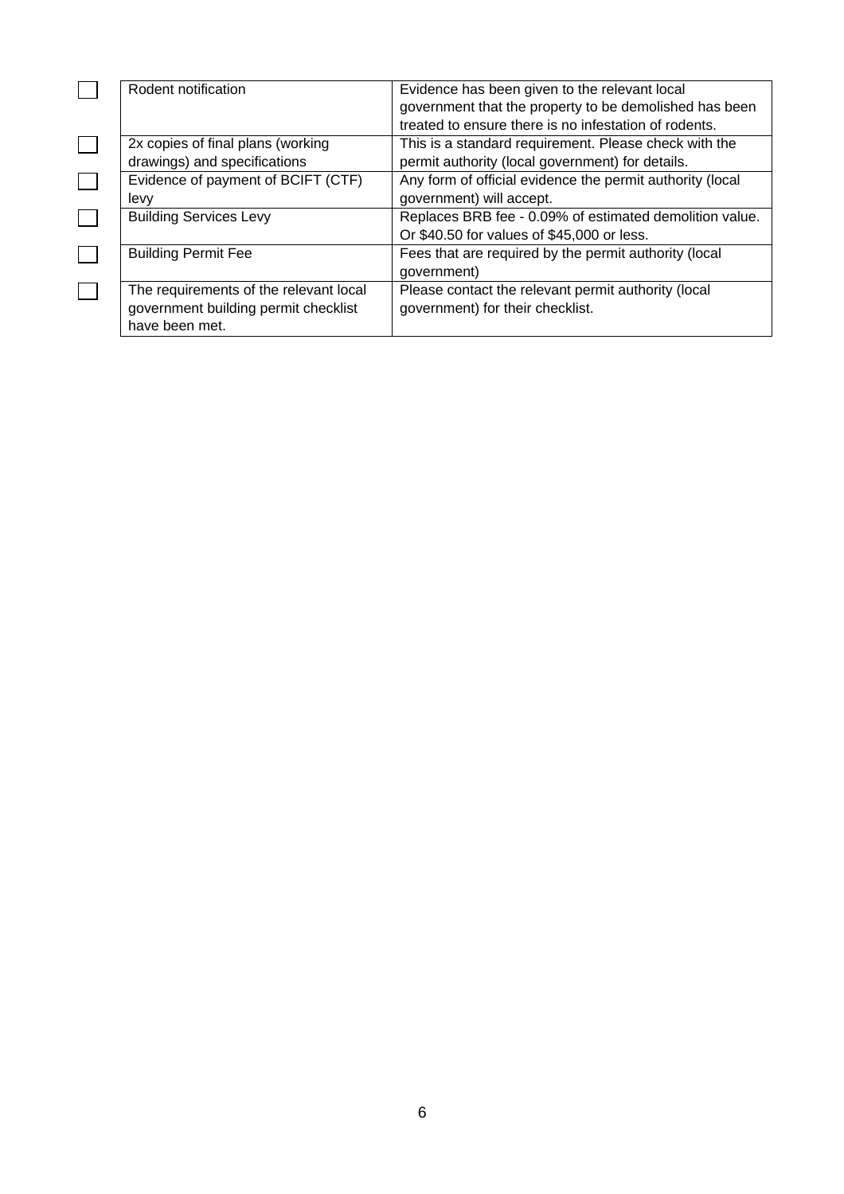| | | |
|---|---|---|
| ☐ | Rodent notification | Evidence has been given to the relevant local government that the property to be demolished has been treated to ensure there is no infestation of rodents. |
| ☐ | 2x copies of final plans (working drawings) and specifications | This is a standard requirement. Please check with the permit authority (local government) for details. |
| ☐ | Evidence of payment of BCIFT (CTF) levy | Any form of official evidence the permit authority (local government) will accept. |
| ☐ | Building Services Levy | Replaces BRB fee - 0.09% of estimated demolition value. Or $40.50 for values of $45,000 or less. |
| ☐ | Building Permit Fee | Fees that are required by the permit authority (local government) |
| ☐ | The requirements of the relevant local government building permit checklist have been met. | Please contact the relevant permit authority (local government) for their checklist. |